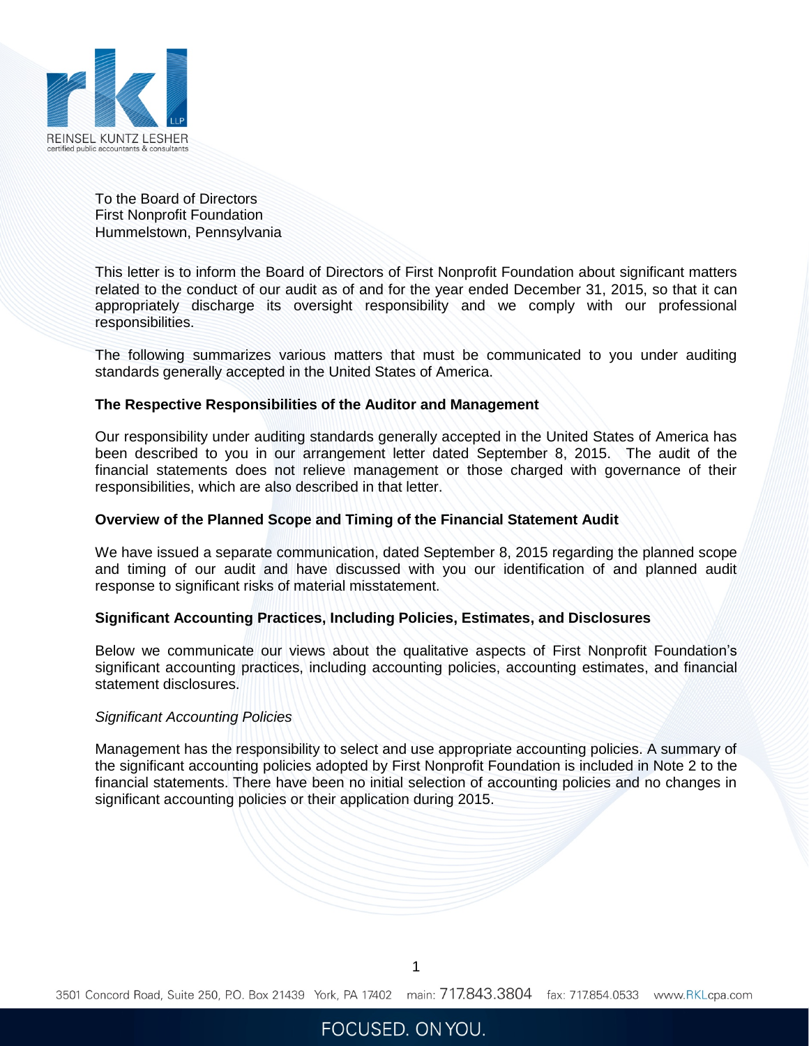To the Board of Directors
First Nonprofit Foundation
Hummelstown, Pennsylvania

This letter is to inform the Board of Directors of First Nonprofit Foundation about significant matters related to the conduct of our audit as of and for the year ended December 31, 2015, so that it can appropriately discharge its oversight responsibility and we comply with our professional responsibilities.

The following summarizes various matters that must be communicated to you under auditing standards generally accepted in the United States of America.

**The Respective Responsibilities of the Auditor and Management**

Our responsibility under auditing standards generally accepted in the United States of America has been described to you in our arrangement letter dated September 8, 2015. The audit of the financial statements does not relieve management or those charged with governance of their responsibilities, which are also described in that letter.

**Overview of the Planned Scope and Timing of the Financial Statement Audit**

We have issued a separate communication, dated September 8, 2015 regarding the planned scope and timing of our audit and have discussed with you our identification of and planned audit response to significant risks of material misstatement.

**Significant Accounting Practices, Including Policies, Estimates, and Disclosures**

Below we communicate our views about the qualitative aspects of First Nonprofit Foundation's significant accounting practices, including accounting policies, accounting estimates, and financial statement disclosures.

*Significant Accounting Policies*

Management has the responsibility to select and use appropriate accounting policies. A summary of the significant accounting policies adopted by First Nonprofit Foundation is included in Note 2 to the financial statements. There have been no initial selection of accounting policies and no changes in significant accounting policies or their application during 2015.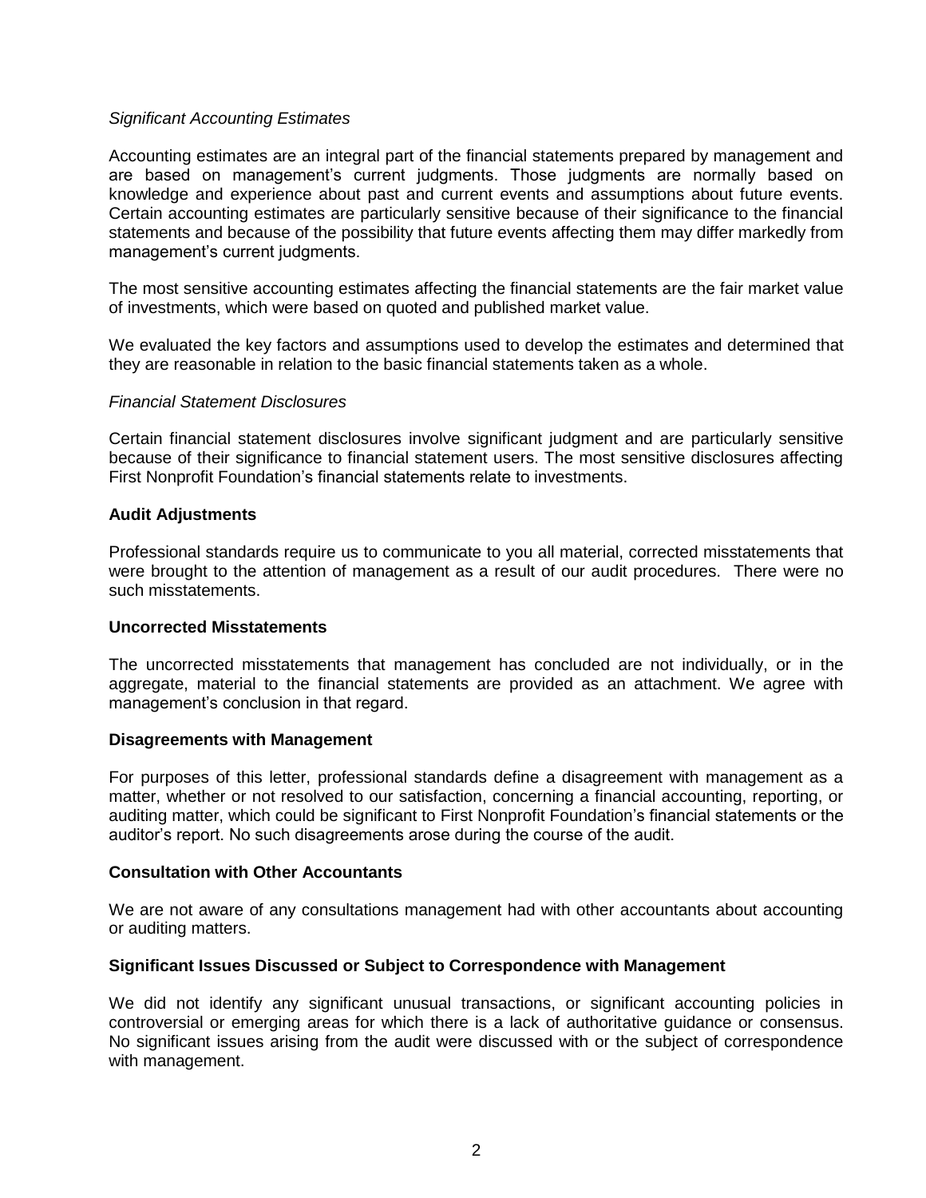*Significant Accounting Estimates*

Accounting estimates are an integral part of the financial statements prepared by management and are based on management's current judgments. Those judgments are normally based on knowledge and experience about past and current events and assumptions about future events. Certain accounting estimates are particularly sensitive because of their significance to the financial statements and because of the possibility that future events affecting them may differ markedly from management's current judgments.

The most sensitive accounting estimates affecting the financial statements are the fair market value of investments, which were based on quoted and published market value.

We evaluated the key factors and assumptions used to develop the estimates and determined that they are reasonable in relation to the basic financial statements taken as a whole.

*Financial Statement Disclosures*

Certain financial statement disclosures involve significant judgment and are particularly sensitive because of their significance to financial statement users. The most sensitive disclosures affecting First Nonprofit Foundation's financial statements relate to investments.

**Audit Adjustments**

Professional standards require us to communicate to you all material, corrected misstatements that were brought to the attention of management as a result of our audit procedures. There were no such misstatements.

**Uncorrected Misstatements**

The uncorrected misstatements that management has concluded are not individually, or in the aggregate, material to the financial statements are provided as an attachment. We agree with management's conclusion in that regard.

**Disagreements with Management**

For purposes of this letter, professional standards define a disagreement with management as a matter, whether or not resolved to our satisfaction, concerning a financial accounting, reporting, or auditing matter, which could be significant to First Nonprofit Foundation's financial statements or the auditor's report. No such disagreements arose during the course of the audit.

**Consultation with Other Accountants**

We are not aware of any consultations management had with other accountants about accounting or auditing matters.

**Significant Issues Discussed or Subject to Correspondence with Management**

We did not identify any significant unusual transactions, or significant accounting policies in controversial or emerging areas for which there is a lack of authoritative guidance or consensus. No significant issues arising from the audit were discussed with or the subject of correspondence with management.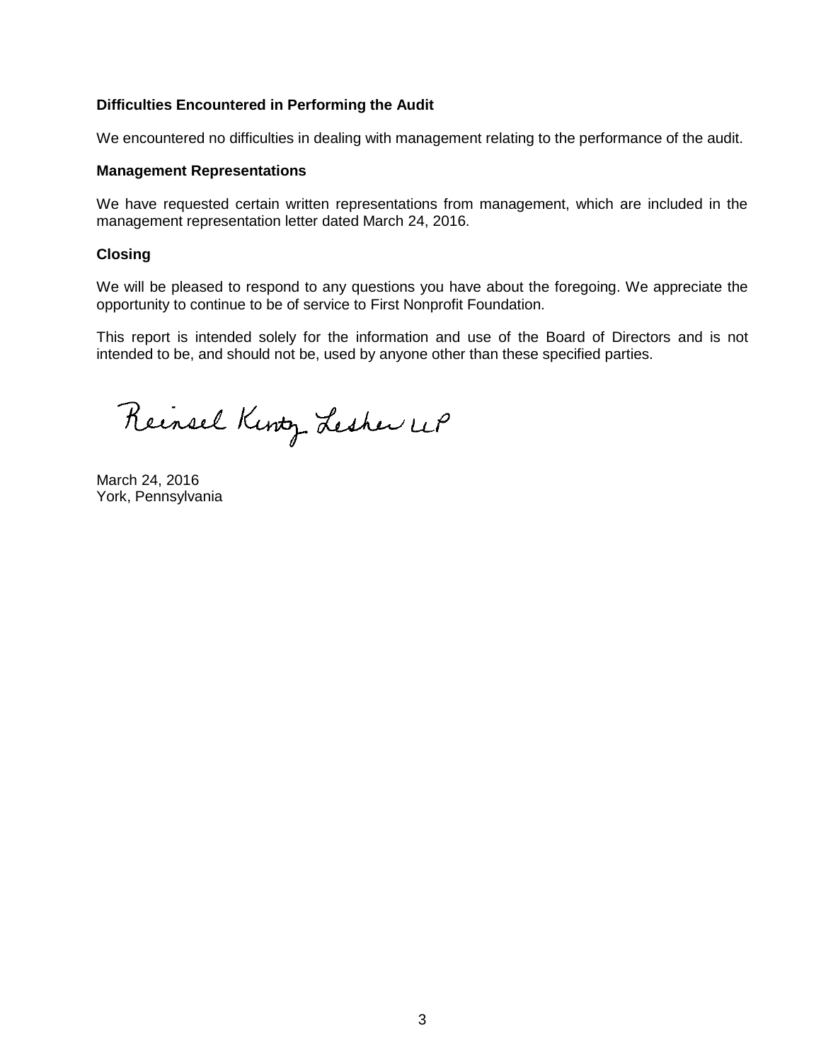### Difficulties Encountered in Performing the Audit

We encountered no difficulties in dealing with management relating to the performance of the audit.

### Management Representations

We have requested certain written representations from management, which are included in the management representation letter dated March 24, 2016.

### Closing

We will be pleased to respond to any questions you have about the foregoing. We appreciate the opportunity to continue to be of service to First Nonprofit Foundation.

This report is intended solely for the information and use of the Board of Directors and is not intended to be, and should not be, used by anyone other than these specified parties.

Reinsel Kuntz Lesher LLP

March 24, 2016
York, Pennsylvania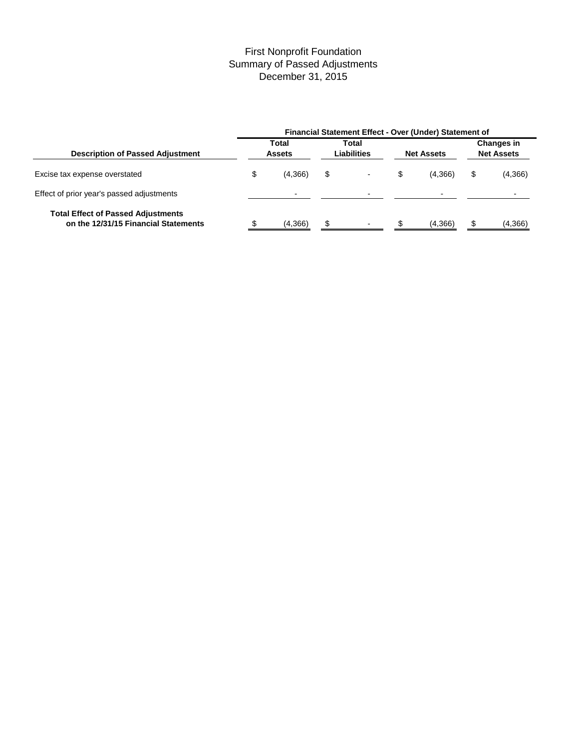# First Nonprofit Foundation
## Summary of Passed Adjustments
## December 31, 2015

| Description of Passed Adjustment | Financial Statement Effect - Over (Under) Statement of | | | |
|---|---|---|---|---|
| | Total Assets | Total Liabilities | Net Assets | Changes in Net Assets |
| Excise tax expense overstated | $ (4,366) | $ - | $ (4,366) | $ (4,366) |
| Effect of prior year's passed adjustments | - | - | - | - |
| **Total Effect of Passed Adjustments on the 12/31/15 Financial Statements** | $ (4,366) | $ - | $ (4,366) | $ (4,366) |